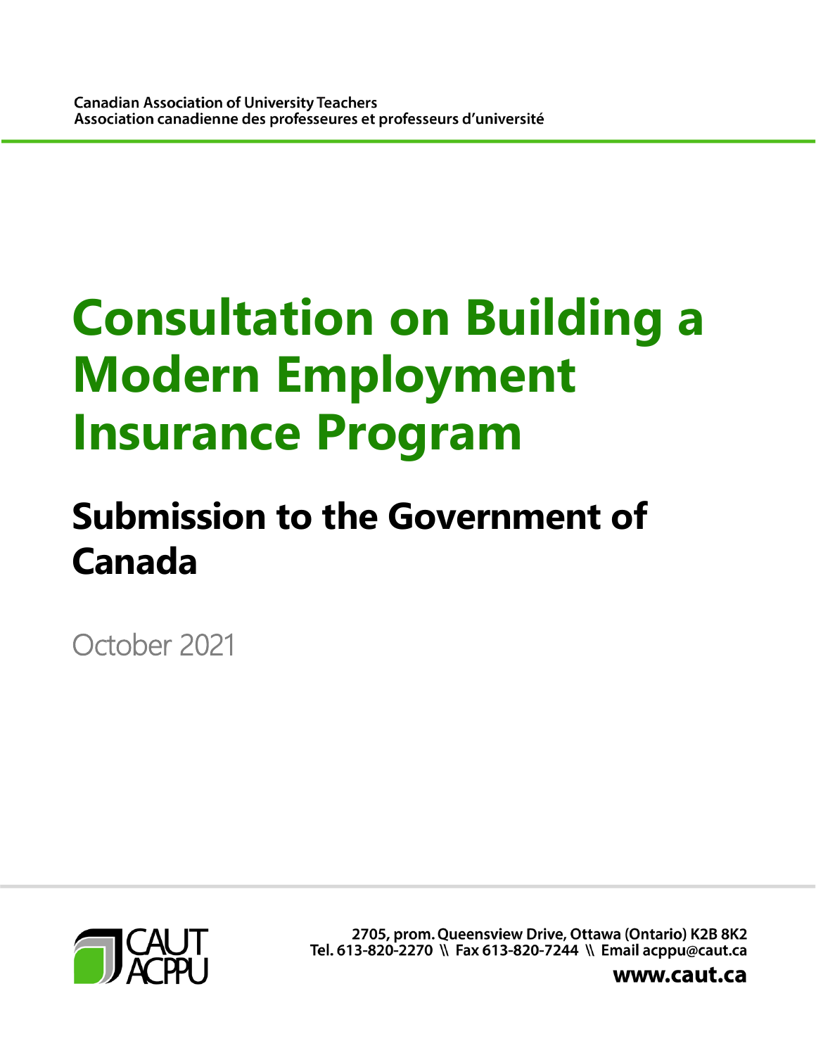Canadian Association of University Teachers
Association canadienne des professeures et professeurs d'université

# Consultation on Building a Modern Employment Insurance Program

## Submission to the Government of Canada

October 2021

CAUT ACPPU

2705, prom. Queensview Drive, Ottawa (Ontario) K2B 8K2
Tel. 613-820-2270 \\ Fax 613-820-7244 \\ Email acppu@caut.ca

**www.caut.ca**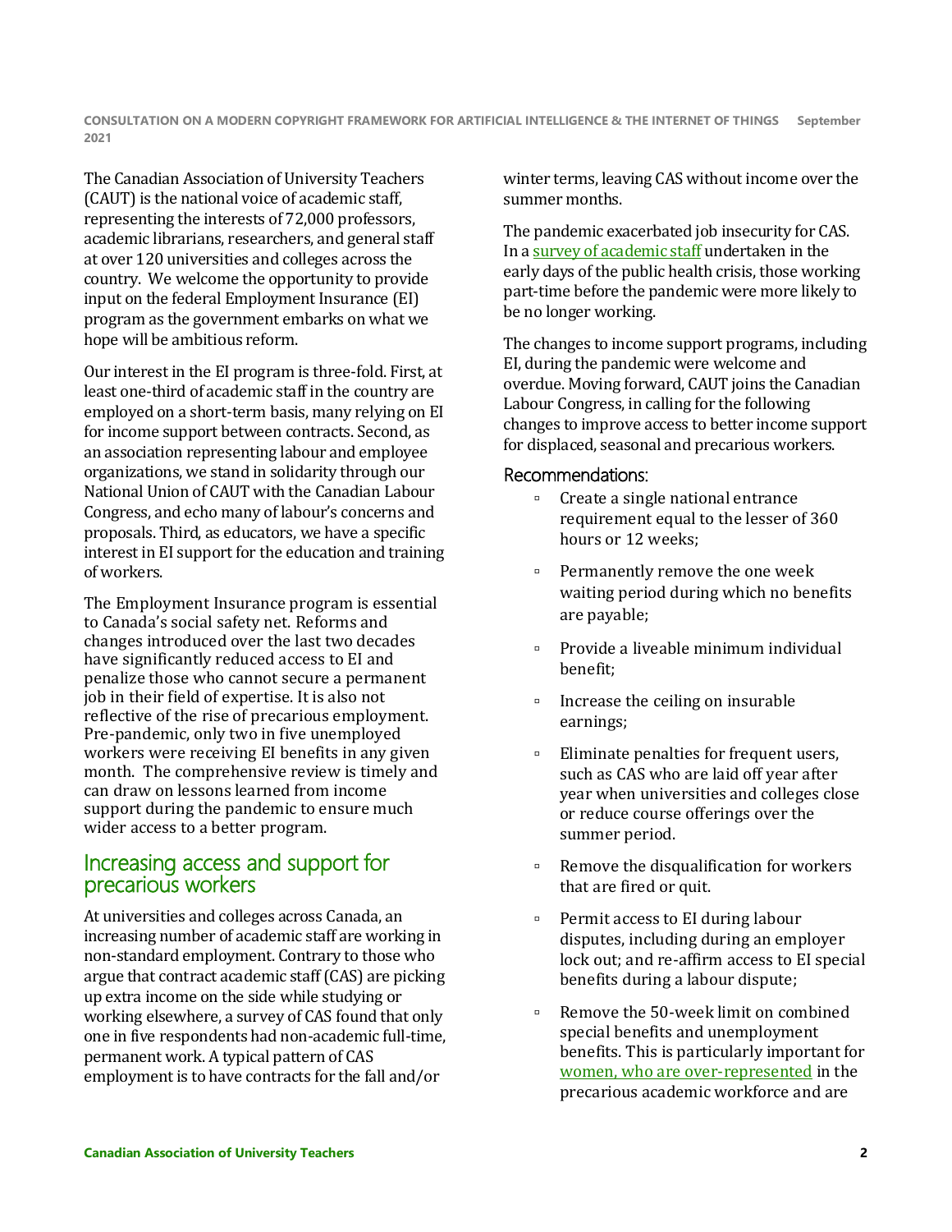The Canadian Association of University Teachers (CAUT) is the national voice of academic staff, representing the interests of 72,000 professors, academic librarians, researchers, and general staff at over 120 universities and colleges across the country. We welcome the opportunity to provide input on the federal Employment Insurance (EI) program as the government embarks on what we hope will be ambitious reform.

Our interest in the EI program is three-fold. First, at least one-third of academic staff in the country are employed on a short-term basis, many relying on EI for income support between contracts. Second, as an association representing labour and employee organizations, we stand in solidarity through our National Union of CAUT with the Canadian Labour Congress, and echo many of labour's concerns and proposals. Third, as educators, we have a specific interest in EI support for the education and training of workers.

The Employment Insurance program is essential to Canada's social safety net. Reforms and changes introduced over the last two decades have significantly reduced access to EI and penalize those who cannot secure a permanent job in their field of expertise. It is also not reflective of the rise of precarious employment. Pre-pandemic, only two in five unemployed workers were receiving EI benefits in any given month. The comprehensive review is timely and can draw on lessons learned from income support during the pandemic to ensure much wider access to a better program.

## Increasing access and support for precarious workers

At universities and colleges across Canada, an increasing number of academic staff are working in non-standard employment. Contrary to those who argue that contract academic staff (CAS) are picking up extra income on the side while studying or working elsewhere, a survey of CAS found that only one in five respondents had non-academic full-time, permanent work. A typical pattern of CAS employment is to have contracts for the fall and/or winter terms, leaving CAS without income over the summer months.

The pandemic exacerbated job insecurity for CAS. In a [survey of academic staff](#) undertaken in the early days of the public health crisis, those working part-time before the pandemic were more likely to be no longer working.

The changes to income support programs, including EI, during the pandemic were welcome and overdue. Moving forward, CAUT joins the Canadian Labour Congress, in calling for the following changes to improve access to better income support for displaced, seasonal and precarious workers.

### Recommendations:

- Create a single national entrance requirement equal to the lesser of 360 hours or 12 weeks;
- Permanently remove the one week waiting period during which no benefits are payable;
- Provide a liveable minimum individual benefit;
- Increase the ceiling on insurable earnings;
- Eliminate penalties for frequent users, such as CAS who are laid off year after year when universities and colleges close or reduce course offerings over the summer period.
- Remove the disqualification for workers that are fired or quit.
- Permit access to EI during labour disputes, including during an employer lock out; and re-affirm access to EI special benefits during a labour dispute;
- Remove the 50-week limit on combined special benefits and unemployment benefits. This is particularly important for [women, who are over-represented](#) in the precarious academic workforce and are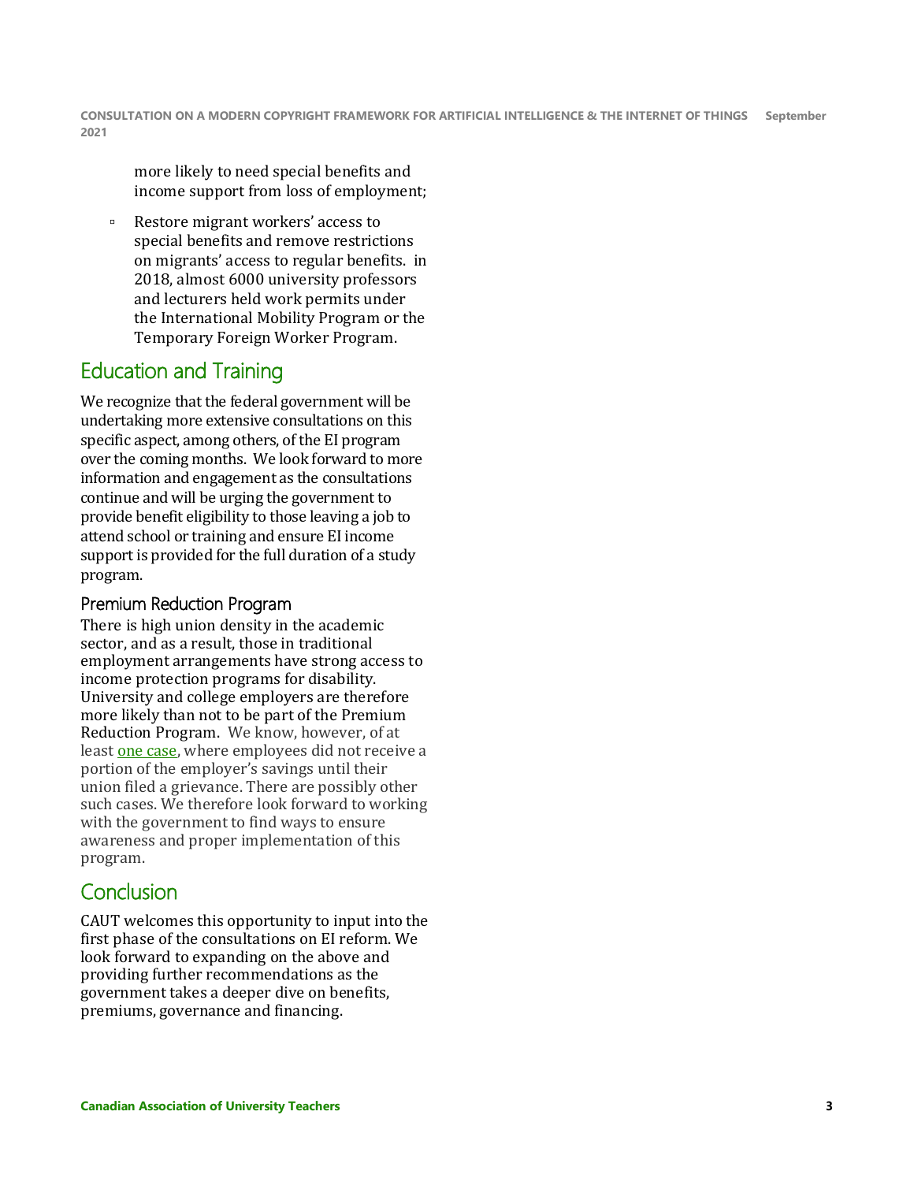more likely to need special benefits and income support from loss of employment;

- Restore migrant workers' access to special benefits and remove restrictions on migrants' access to regular benefits. in 2018, almost 6000 university professors and lecturers held work permits under the International Mobility Program or the Temporary Foreign Worker Program.

## Education and Training

We recognize that the federal government will be undertaking more extensive consultations on this specific aspect, among others, of the EI program over the coming months. We look forward to more information and engagement as the consultations continue and will be urging the government to provide benefit eligibility to those leaving a job to attend school or training and ensure EI income support is provided for the full duration of a study program.

### Premium Reduction Program

There is high union density in the academic sector, and as a result, those in traditional employment arrangements have strong access to income protection programs for disability. University and college employers are therefore more likely than not to be part of the Premium Reduction Program. We know, however, of at least one case, where employees did not receive a portion of the employer's savings until their union filed a grievance. There are possibly other such cases. We therefore look forward to working with the government to find ways to ensure awareness and proper implementation of this program.

## Conclusion

CAUT welcomes this opportunity to input into the first phase of the consultations on EI reform. We look forward to expanding on the above and providing further recommendations as the government takes a deeper dive on benefits, premiums, governance and financing.